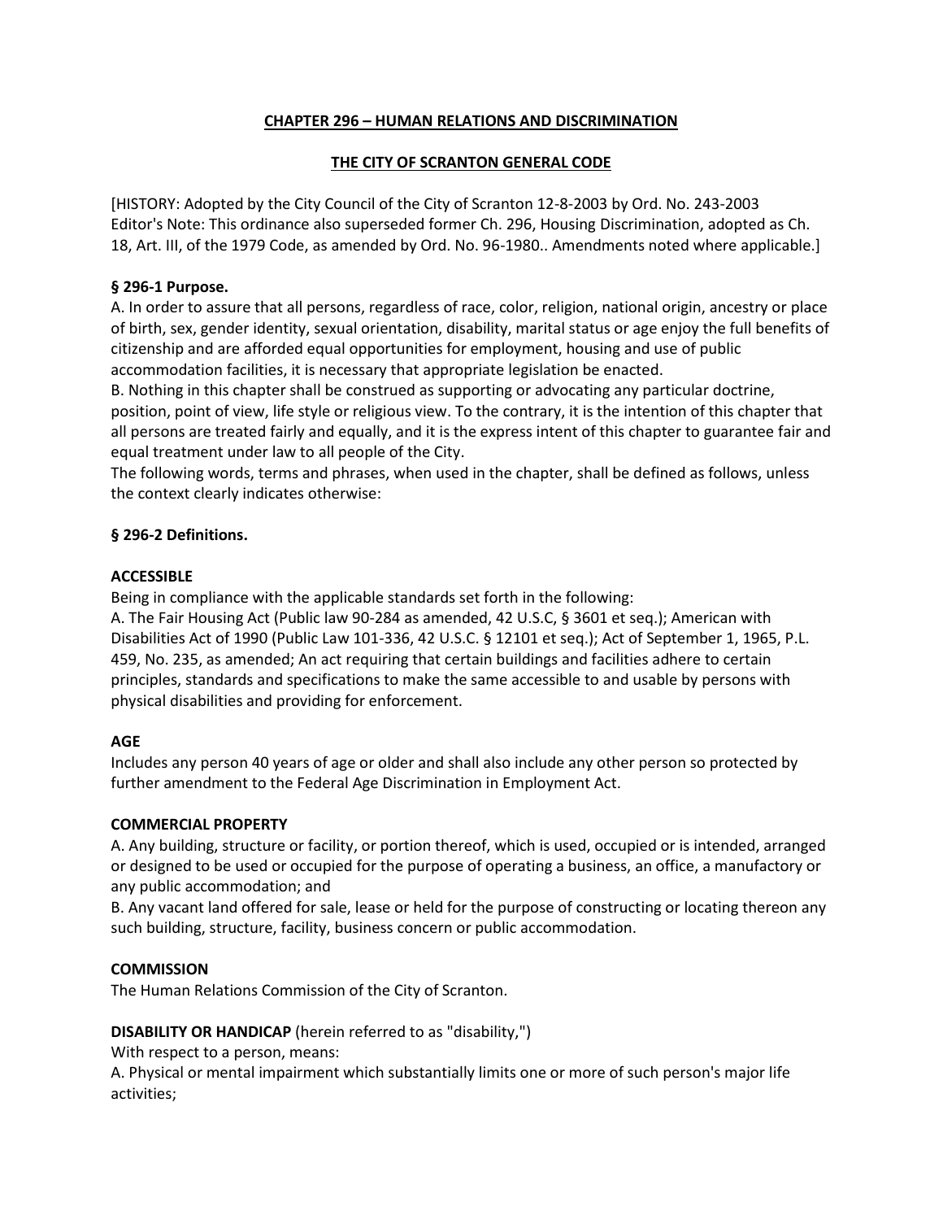# CHAPTER 296 – HUMAN RELATIONS AND DISCRIMINATION

## THE CITY OF SCRANTON GENERAL CODE

[HISTORY: Adopted by the City Council of the City of Scranton 12-8-2003 by Ord. No. 243-2003 Editor's Note: This ordinance also superseded former Ch. 296, Housing Discrimination, adopted as Ch. 18, Art. III, of the 1979 Code, as amended by Ord. No. 96-1980.. Amendments noted where applicable.]

### § 296-1 Purpose.

A. In order to assure that all persons, regardless of race, color, religion, national origin, ancestry or place of birth, sex, gender identity, sexual orientation, disability, marital status or age enjoy the full benefits of citizenship and are afforded equal opportunities for employment, housing and use of public accommodation facilities, it is necessary that appropriate legislation be enacted.

B. Nothing in this chapter shall be construed as supporting or advocating any particular doctrine, position, point of view, life style or religious view. To the contrary, it is the intention of this chapter that all persons are treated fairly and equally, and it is the express intent of this chapter to guarantee fair and equal treatment under law to all people of the City.

The following words, terms and phrases, when used in the chapter, shall be defined as follows, unless the context clearly indicates otherwise:

### § 296-2 Definitions.

**ACCESSIBLE**

Being in compliance with the applicable standards set forth in the following:

A. The Fair Housing Act (Public law 90-284 as amended, 42 U.S.C, § 3601 et seq.); American with Disabilities Act of 1990 (Public Law 101-336, 42 U.S.C. § 12101 et seq.); Act of September 1, 1965, P.L. 459, No. 235, as amended; An act requiring that certain buildings and facilities adhere to certain principles, standards and specifications to make the same accessible to and usable by persons with physical disabilities and providing for enforcement.

**AGE**

Includes any person 40 years of age or older and shall also include any other person so protected by further amendment to the Federal Age Discrimination in Employment Act.

**COMMERCIAL PROPERTY**

A. Any building, structure or facility, or portion thereof, which is used, occupied or is intended, arranged or designed to be used or occupied for the purpose of operating a business, an office, a manufactory or any public accommodation; and

B. Any vacant land offered for sale, lease or held for the purpose of constructing or locating thereon any such building, structure, facility, business concern or public accommodation.

**COMMISSION**

The Human Relations Commission of the City of Scranton.

**DISABILITY OR HANDICAP** (herein referred to as "disability,")

With respect to a person, means:

A. Physical or mental impairment which substantially limits one or more of such person's major life activities;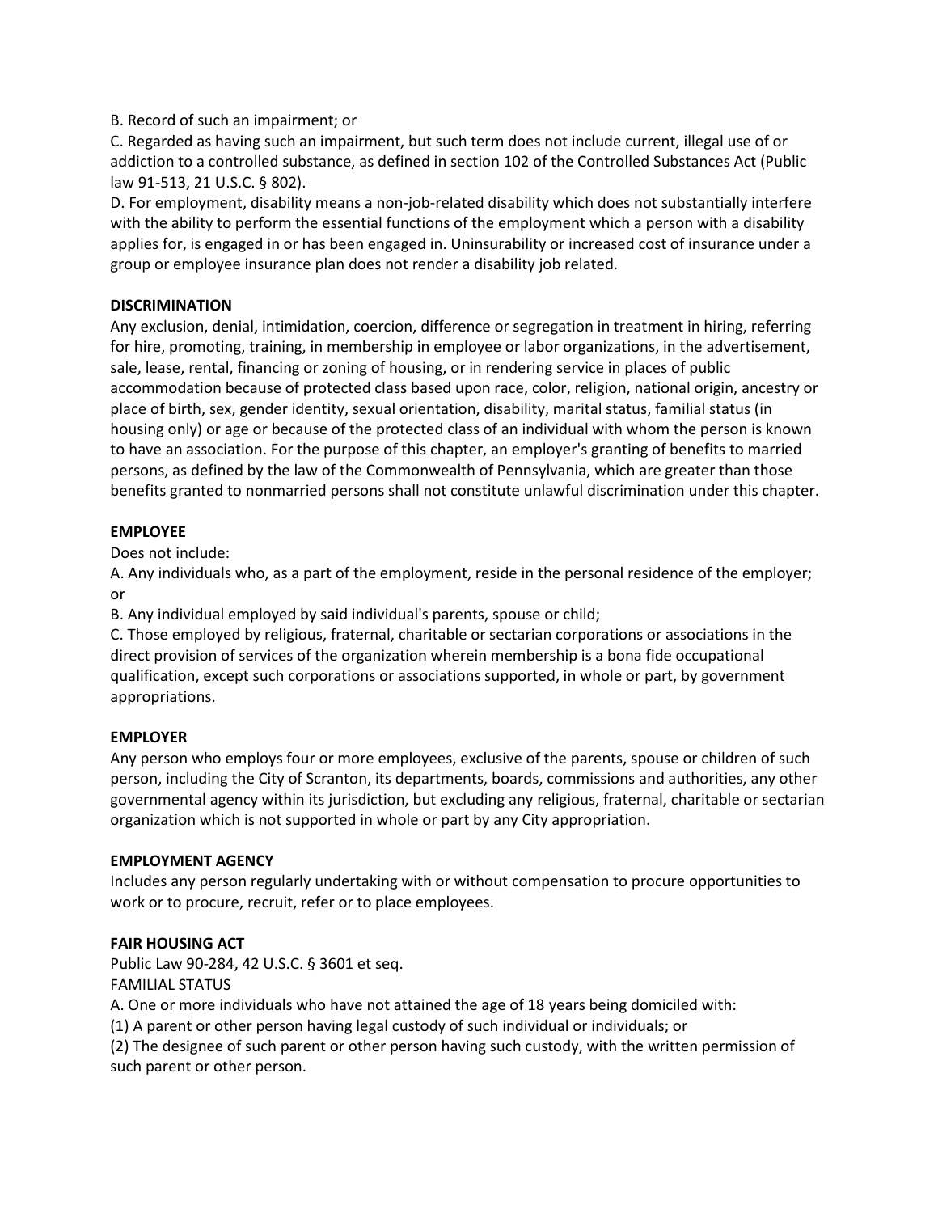B. Record of such an impairment; or

C. Regarded as having such an impairment, but such term does not include current, illegal use of or addiction to a controlled substance, as defined in section 102 of the Controlled Substances Act (Public law 91-513, 21 U.S.C. § 802).

D. For employment, disability means a non-job-related disability which does not substantially interfere with the ability to perform the essential functions of the employment which a person with a disability applies for, is engaged in or has been engaged in. Uninsurability or increased cost of insurance under a group or employee insurance plan does not render a disability job related.

**DISCRIMINATION**

Any exclusion, denial, intimidation, coercion, difference or segregation in treatment in hiring, referring for hire, promoting, training, in membership in employee or labor organizations, in the advertisement, sale, lease, rental, financing or zoning of housing, or in rendering service in places of public accommodation because of protected class based upon race, color, religion, national origin, ancestry or place of birth, sex, gender identity, sexual orientation, disability, marital status, familial status (in housing only) or age or because of the protected class of an individual with whom the person is known to have an association. For the purpose of this chapter, an employer's granting of benefits to married persons, as defined by the law of the Commonwealth of Pennsylvania, which are greater than those benefits granted to nonmarried persons shall not constitute unlawful discrimination under this chapter.

**EMPLOYEE**

Does not include:

A. Any individuals who, as a part of the employment, reside in the personal residence of the employer; or

B. Any individual employed by said individual's parents, spouse or child;

C. Those employed by religious, fraternal, charitable or sectarian corporations or associations in the direct provision of services of the organization wherein membership is a bona fide occupational qualification, except such corporations or associations supported, in whole or part, by government appropriations.

**EMPLOYER**

Any person who employs four or more employees, exclusive of the parents, spouse or children of such person, including the City of Scranton, its departments, boards, commissions and authorities, any other governmental agency within its jurisdiction, but excluding any religious, fraternal, charitable or sectarian organization which is not supported in whole or part by any City appropriation.

**EMPLOYMENT AGENCY**

Includes any person regularly undertaking with or without compensation to procure opportunities to work or to procure, recruit, refer or to place employees.

**FAIR HOUSING ACT**

Public Law 90-284, 42 U.S.C. § 3601 et seq.

FAMILIAL STATUS

A. One or more individuals who have not attained the age of 18 years being domiciled with:

(1) A parent or other person having legal custody of such individual or individuals; or

(2) The designee of such parent or other person having such custody, with the written permission of such parent or other person.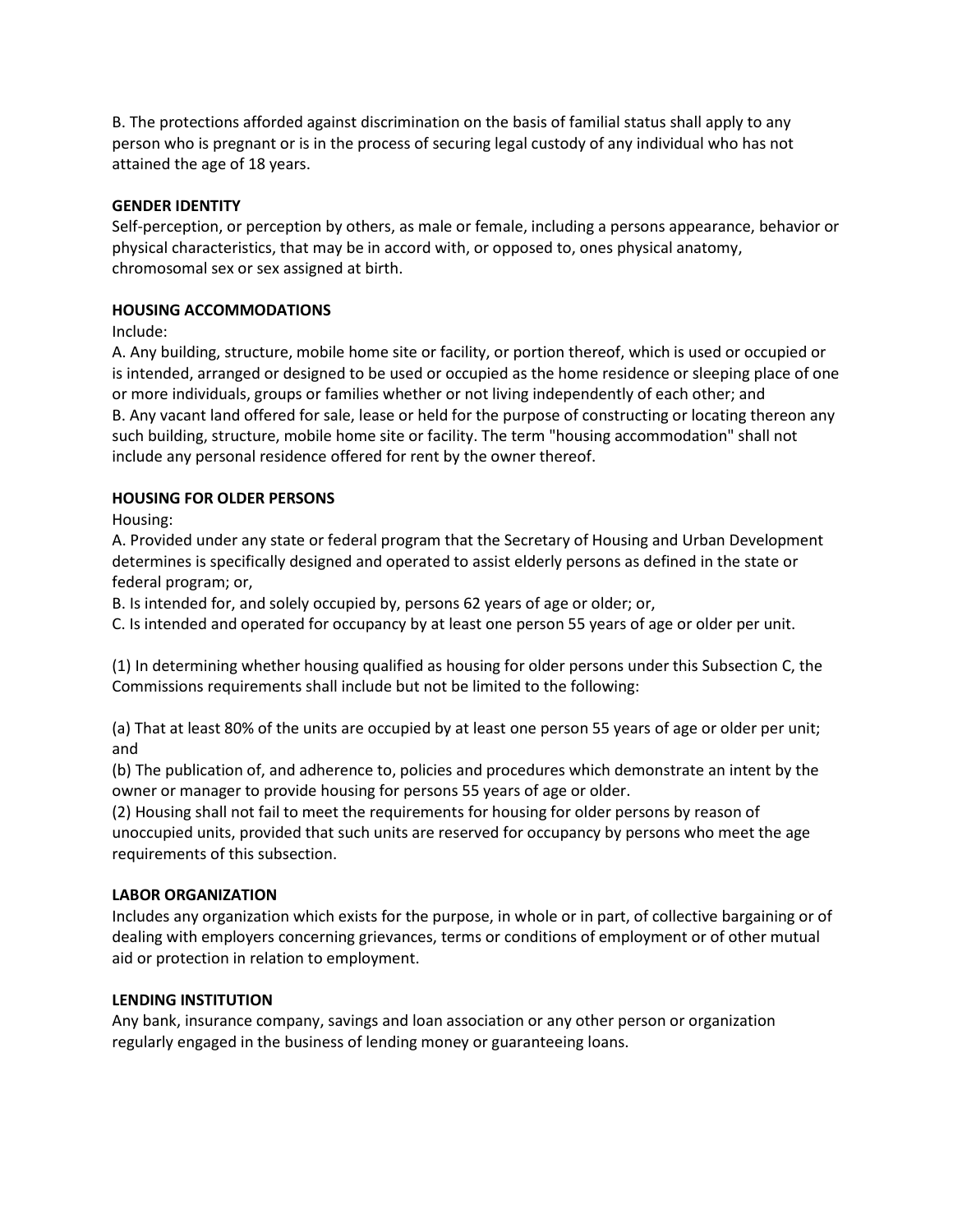B. The protections afforded against discrimination on the basis of familial status shall apply to any person who is pregnant or is in the process of securing legal custody of any individual who has not attained the age of 18 years.

**GENDER IDENTITY**
Self-perception, or perception by others, as male or female, including a persons appearance, behavior or physical characteristics, that may be in accord with, or opposed to, ones physical anatomy, chromosomal sex or sex assigned at birth.

**HOUSING ACCOMMODATIONS**
Include:
A. Any building, structure, mobile home site or facility, or portion thereof, which is used or occupied or is intended, arranged or designed to be used or occupied as the home residence or sleeping place of one or more individuals, groups or families whether or not living independently of each other; and
B. Any vacant land offered for sale, lease or held for the purpose of constructing or locating thereon any such building, structure, mobile home site or facility. The term "housing accommodation" shall not include any personal residence offered for rent by the owner thereof.

**HOUSING FOR OLDER PERSONS**
Housing:
A. Provided under any state or federal program that the Secretary of Housing and Urban Development determines is specifically designed and operated to assist elderly persons as defined in the state or federal program; or,
B. Is intended for, and solely occupied by, persons 62 years of age or older; or,
C. Is intended and operated for occupancy by at least one person 55 years of age or older per unit.

(1) In determining whether housing qualified as housing for older persons under this Subsection C, the Commissions requirements shall include but not be limited to the following:

(a) That at least 80% of the units are occupied by at least one person 55 years of age or older per unit; and
(b) The publication of, and adherence to, policies and procedures which demonstrate an intent by the owner or manager to provide housing for persons 55 years of age or older.
(2) Housing shall not fail to meet the requirements for housing for older persons by reason of unoccupied units, provided that such units are reserved for occupancy by persons who meet the age requirements of this subsection.

**LABOR ORGANIZATION**
Includes any organization which exists for the purpose, in whole or in part, of collective bargaining or of dealing with employers concerning grievances, terms or conditions of employment or of other mutual aid or protection in relation to employment.

**LENDING INSTITUTION**
Any bank, insurance company, savings and loan association or any other person or organization regularly engaged in the business of lending money or guaranteeing loans.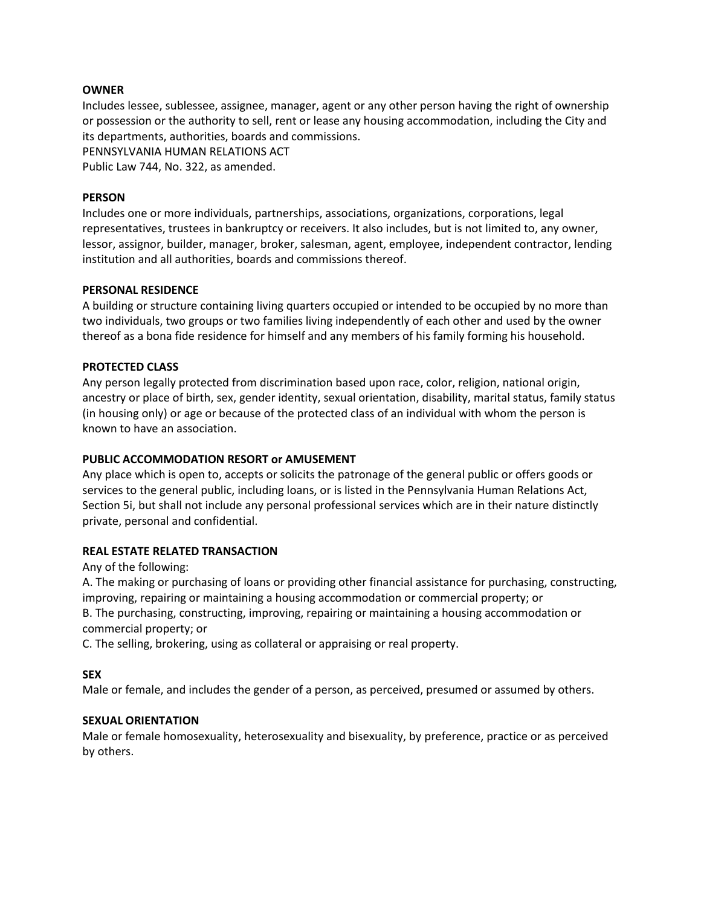**OWNER**

Includes lessee, sublessee, assignee, manager, agent or any other person having the right of ownership or possession or the authority to sell, rent or lease any housing accommodation, including the City and its departments, authorities, boards and commissions.

PENNSYLVANIA HUMAN RELATIONS ACT

Public Law 744, No. 322, as amended.

**PERSON**

Includes one or more individuals, partnerships, associations, organizations, corporations, legal representatives, trustees in bankruptcy or receivers. It also includes, but is not limited to, any owner, lessor, assignor, builder, manager, broker, salesman, agent, employee, independent contractor, lending institution and all authorities, boards and commissions thereof.

**PERSONAL RESIDENCE**

A building or structure containing living quarters occupied or intended to be occupied by no more than two individuals, two groups or two families living independently of each other and used by the owner thereof as a bona fide residence for himself and any members of his family forming his household.

**PROTECTED CLASS**

Any person legally protected from discrimination based upon race, color, religion, national origin, ancestry or place of birth, sex, gender identity, sexual orientation, disability, marital status, family status (in housing only) or age or because of the protected class of an individual with whom the person is known to have an association.

**PUBLIC ACCOMMODATION RESORT or AMUSEMENT**

Any place which is open to, accepts or solicits the patronage of the general public or offers goods or services to the general public, including loans, or is listed in the Pennsylvania Human Relations Act, Section 5i, but shall not include any personal professional services which are in their nature distinctly private, personal and confidential.

**REAL ESTATE RELATED TRANSACTION**

Any of the following:

A. The making or purchasing of loans or providing other financial assistance for purchasing, constructing, improving, repairing or maintaining a housing accommodation or commercial property; or

B. The purchasing, constructing, improving, repairing or maintaining a housing accommodation or commercial property; or

C. The selling, brokering, using as collateral or appraising or real property.

**SEX**

Male or female, and includes the gender of a person, as perceived, presumed or assumed by others.

**SEXUAL ORIENTATION**

Male or female homosexuality, heterosexuality and bisexuality, by preference, practice or as perceived by others.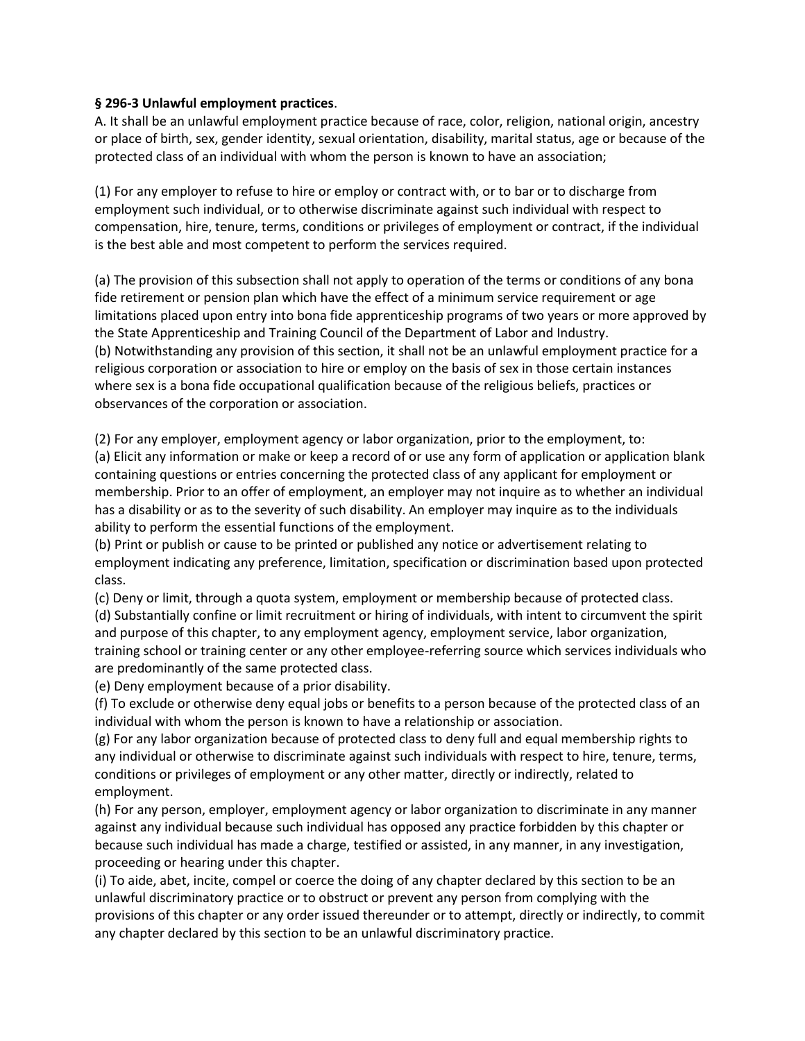**§ 296-3 Unlawful employment practices**.

A. It shall be an unlawful employment practice because of race, color, religion, national origin, ancestry or place of birth, sex, gender identity, sexual orientation, disability, marital status, age or because of the protected class of an individual with whom the person is known to have an association;

(1) For any employer to refuse to hire or employ or contract with, or to bar or to discharge from employment such individual, or to otherwise discriminate against such individual with respect to compensation, hire, tenure, terms, conditions or privileges of employment or contract, if the individual is the best able and most competent to perform the services required.

(a) The provision of this subsection shall not apply to operation of the terms or conditions of any bona fide retirement or pension plan which have the effect of a minimum service requirement or age limitations placed upon entry into bona fide apprenticeship programs of two years or more approved by the State Apprenticeship and Training Council of the Department of Labor and Industry.
(b) Notwithstanding any provision of this section, it shall not be an unlawful employment practice for a religious corporation or association to hire or employ on the basis of sex in those certain instances where sex is a bona fide occupational qualification because of the religious beliefs, practices or observances of the corporation or association.

(2) For any employer, employment agency or labor organization, prior to the employment, to:
(a) Elicit any information or make or keep a record of or use any form of application or application blank containing questions or entries concerning the protected class of any applicant for employment or membership. Prior to an offer of employment, an employer may not inquire as to whether an individual has a disability or as to the severity of such disability. An employer may inquire as to the individuals ability to perform the essential functions of the employment.
(b) Print or publish or cause to be printed or published any notice or advertisement relating to employment indicating any preference, limitation, specification or discrimination based upon protected class.
(c) Deny or limit, through a quota system, employment or membership because of protected class.
(d) Substantially confine or limit recruitment or hiring of individuals, with intent to circumvent the spirit and purpose of this chapter, to any employment agency, employment service, labor organization, training school or training center or any other employee-referring source which services individuals who are predominantly of the same protected class.
(e) Deny employment because of a prior disability.
(f) To exclude or otherwise deny equal jobs or benefits to a person because of the protected class of an individual with whom the person is known to have a relationship or association.
(g) For any labor organization because of protected class to deny full and equal membership rights to any individual or otherwise to discriminate against such individuals with respect to hire, tenure, terms, conditions or privileges of employment or any other matter, directly or indirectly, related to employment.
(h) For any person, employer, employment agency or labor organization to discriminate in any manner against any individual because such individual has opposed any practice forbidden by this chapter or because such individual has made a charge, testified or assisted, in any manner, in any investigation, proceeding or hearing under this chapter.
(i) To aide, abet, incite, compel or coerce the doing of any chapter declared by this section to be an unlawful discriminatory practice or to obstruct or prevent any person from complying with the provisions of this chapter or any order issued thereunder or to attempt, directly or indirectly, to commit any chapter declared by this section to be an unlawful discriminatory practice.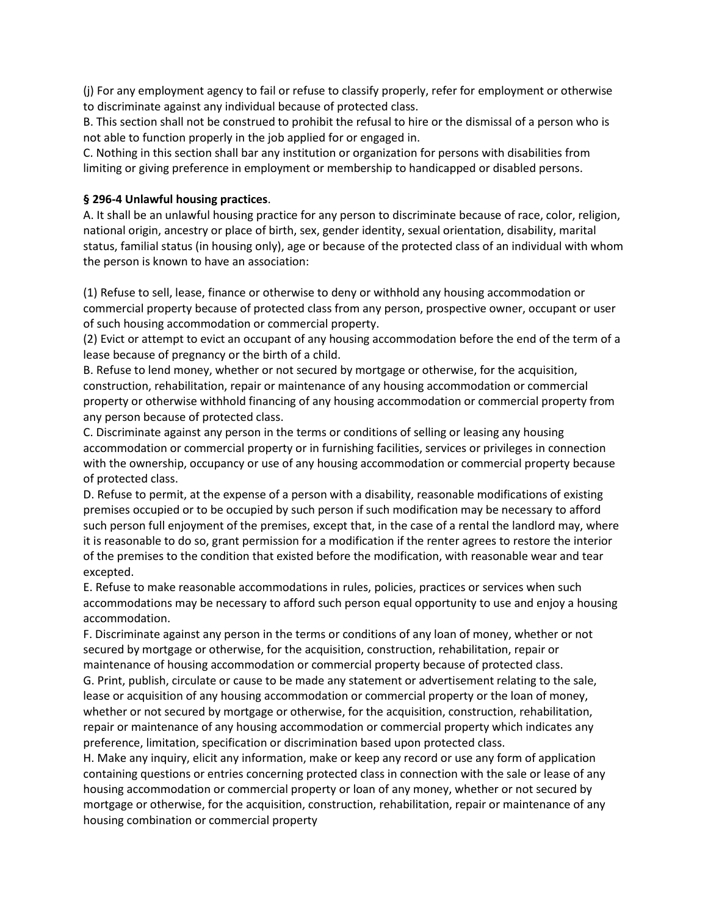(j) For any employment agency to fail or refuse to classify properly, refer for employment or otherwise to discriminate against any individual because of protected class.

B. This section shall not be construed to prohibit the refusal to hire or the dismissal of a person who is not able to function properly in the job applied for or engaged in.

C. Nothing in this section shall bar any institution or organization for persons with disabilities from limiting or giving preference in employment or membership to handicapped or disabled persons.

**§ 296-4 Unlawful housing practices**.

A. It shall be an unlawful housing practice for any person to discriminate because of race, color, religion, national origin, ancestry or place of birth, sex, gender identity, sexual orientation, disability, marital status, familial status (in housing only), age or because of the protected class of an individual with whom the person is known to have an association:

(1) Refuse to sell, lease, finance or otherwise to deny or withhold any housing accommodation or commercial property because of protected class from any person, prospective owner, occupant or user of such housing accommodation or commercial property.

(2) Evict or attempt to evict an occupant of any housing accommodation before the end of the term of a lease because of pregnancy or the birth of a child.

B. Refuse to lend money, whether or not secured by mortgage or otherwise, for the acquisition, construction, rehabilitation, repair or maintenance of any housing accommodation or commercial property or otherwise withhold financing of any housing accommodation or commercial property from any person because of protected class.

C. Discriminate against any person in the terms or conditions of selling or leasing any housing accommodation or commercial property or in furnishing facilities, services or privileges in connection with the ownership, occupancy or use of any housing accommodation or commercial property because of protected class.

D. Refuse to permit, at the expense of a person with a disability, reasonable modifications of existing premises occupied or to be occupied by such person if such modification may be necessary to afford such person full enjoyment of the premises, except that, in the case of a rental the landlord may, where it is reasonable to do so, grant permission for a modification if the renter agrees to restore the interior of the premises to the condition that existed before the modification, with reasonable wear and tear excepted.

E. Refuse to make reasonable accommodations in rules, policies, practices or services when such accommodations may be necessary to afford such person equal opportunity to use and enjoy a housing accommodation.

F. Discriminate against any person in the terms or conditions of any loan of money, whether or not secured by mortgage or otherwise, for the acquisition, construction, rehabilitation, repair or maintenance of housing accommodation or commercial property because of protected class.

G. Print, publish, circulate or cause to be made any statement or advertisement relating to the sale, lease or acquisition of any housing accommodation or commercial property or the loan of money, whether or not secured by mortgage or otherwise, for the acquisition, construction, rehabilitation, repair or maintenance of any housing accommodation or commercial property which indicates any preference, limitation, specification or discrimination based upon protected class.

H. Make any inquiry, elicit any information, make or keep any record or use any form of application containing questions or entries concerning protected class in connection with the sale or lease of any housing accommodation or commercial property or loan of any money, whether or not secured by mortgage or otherwise, for the acquisition, construction, rehabilitation, repair or maintenance of any housing combination or commercial property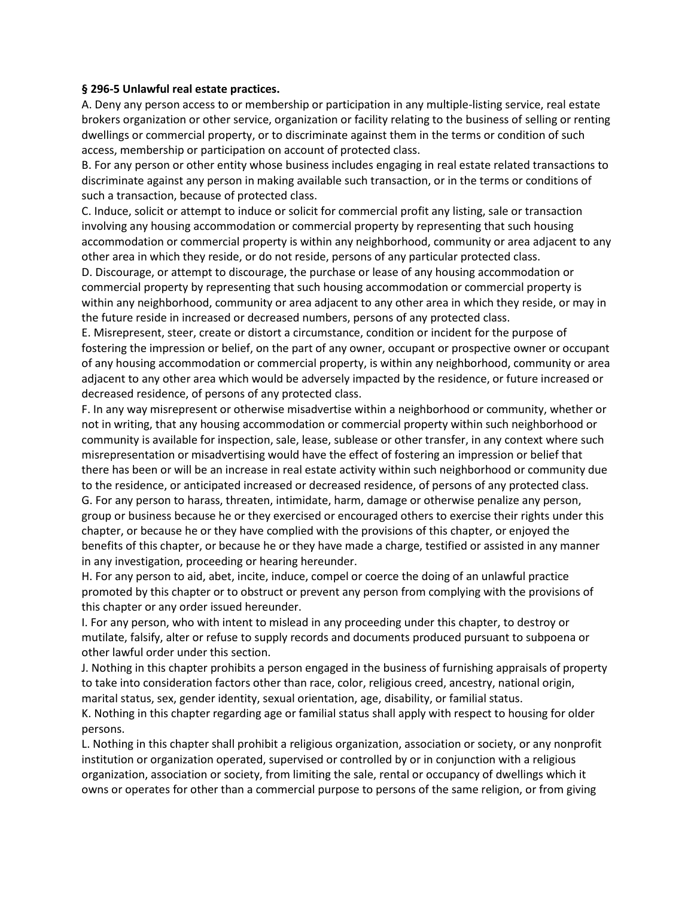**§ 296-5 Unlawful real estate practices.**

A. Deny any person access to or membership or participation in any multiple-listing service, real estate brokers organization or other service, organization or facility relating to the business of selling or renting dwellings or commercial property, or to discriminate against them in the terms or condition of such access, membership or participation on account of protected class.

B. For any person or other entity whose business includes engaging in real estate related transactions to discriminate against any person in making available such transaction, or in the terms or conditions of such a transaction, because of protected class.

C. Induce, solicit or attempt to induce or solicit for commercial profit any listing, sale or transaction involving any housing accommodation or commercial property by representing that such housing accommodation or commercial property is within any neighborhood, community or area adjacent to any other area in which they reside, or do not reside, persons of any particular protected class.

D. Discourage, or attempt to discourage, the purchase or lease of any housing accommodation or commercial property by representing that such housing accommodation or commercial property is within any neighborhood, community or area adjacent to any other area in which they reside, or may in the future reside in increased or decreased numbers, persons of any protected class.

E. Misrepresent, steer, create or distort a circumstance, condition or incident for the purpose of fostering the impression or belief, on the part of any owner, occupant or prospective owner or occupant of any housing accommodation or commercial property, is within any neighborhood, community or area adjacent to any other area which would be adversely impacted by the residence, or future increased or decreased residence, of persons of any protected class.

F. In any way misrepresent or otherwise misadvertise within a neighborhood or community, whether or not in writing, that any housing accommodation or commercial property within such neighborhood or community is available for inspection, sale, lease, sublease or other transfer, in any context where such misrepresentation or misadvertising would have the effect of fostering an impression or belief that there has been or will be an increase in real estate activity within such neighborhood or community due to the residence, or anticipated increased or decreased residence, of persons of any protected class.

G. For any person to harass, threaten, intimidate, harm, damage or otherwise penalize any person, group or business because he or they exercised or encouraged others to exercise their rights under this chapter, or because he or they have complied with the provisions of this chapter, or enjoyed the benefits of this chapter, or because he or they have made a charge, testified or assisted in any manner in any investigation, proceeding or hearing hereunder.

H. For any person to aid, abet, incite, induce, compel or coerce the doing of an unlawful practice promoted by this chapter or to obstruct or prevent any person from complying with the provisions of this chapter or any order issued hereunder.

I. For any person, who with intent to mislead in any proceeding under this chapter, to destroy or mutilate, falsify, alter or refuse to supply records and documents produced pursuant to subpoena or other lawful order under this section.

J. Nothing in this chapter prohibits a person engaged in the business of furnishing appraisals of property to take into consideration factors other than race, color, religious creed, ancestry, national origin, marital status, sex, gender identity, sexual orientation, age, disability, or familial status.

K. Nothing in this chapter regarding age or familial status shall apply with respect to housing for older persons.

L. Nothing in this chapter shall prohibit a religious organization, association or society, or any nonprofit institution or organization operated, supervised or controlled by or in conjunction with a religious organization, association or society, from limiting the sale, rental or occupancy of dwellings which it owns or operates for other than a commercial purpose to persons of the same religion, or from giving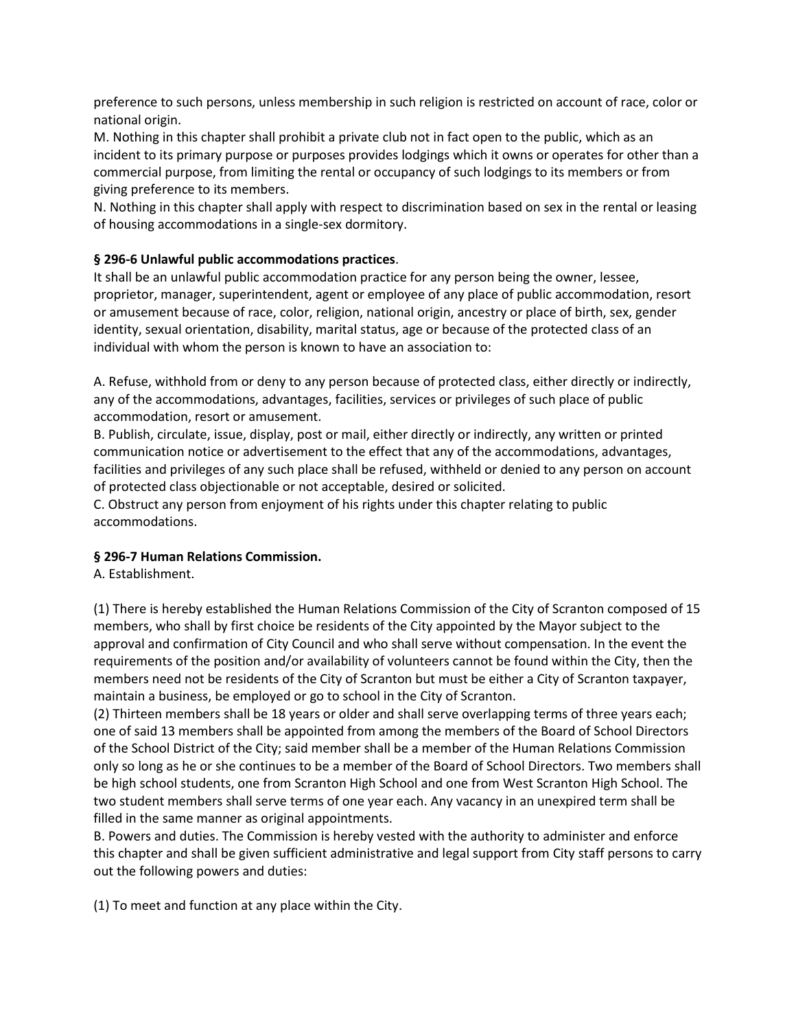preference to such persons, unless membership in such religion is restricted on account of race, color or national origin.

M. Nothing in this chapter shall prohibit a private club not in fact open to the public, which as an incident to its primary purpose or purposes provides lodgings which it owns or operates for other than a commercial purpose, from limiting the rental or occupancy of such lodgings to its members or from giving preference to its members.

N. Nothing in this chapter shall apply with respect to discrimination based on sex in the rental or leasing of housing accommodations in a single-sex dormitory.

**§ 296-6 Unlawful public accommodations practices**.

It shall be an unlawful public accommodation practice for any person being the owner, lessee, proprietor, manager, superintendent, agent or employee of any place of public accommodation, resort or amusement because of race, color, religion, national origin, ancestry or place of birth, sex, gender identity, sexual orientation, disability, marital status, age or because of the protected class of an individual with whom the person is known to have an association to:

A. Refuse, withhold from or deny to any person because of protected class, either directly or indirectly, any of the accommodations, advantages, facilities, services or privileges of such place of public accommodation, resort or amusement.

B. Publish, circulate, issue, display, post or mail, either directly or indirectly, any written or printed communication notice or advertisement to the effect that any of the accommodations, advantages, facilities and privileges of any such place shall be refused, withheld or denied to any person on account of protected class objectionable or not acceptable, desired or solicited.

C. Obstruct any person from enjoyment of his rights under this chapter relating to public accommodations.

**§ 296-7 Human Relations Commission.**

A. Establishment.

(1) There is hereby established the Human Relations Commission of the City of Scranton composed of 15 members, who shall by first choice be residents of the City appointed by the Mayor subject to the approval and confirmation of City Council and who shall serve without compensation. In the event the requirements of the position and/or availability of volunteers cannot be found within the City, then the members need not be residents of the City of Scranton but must be either a City of Scranton taxpayer, maintain a business, be employed or go to school in the City of Scranton.

(2) Thirteen members shall be 18 years or older and shall serve overlapping terms of three years each; one of said 13 members shall be appointed from among the members of the Board of School Directors of the School District of the City; said member shall be a member of the Human Relations Commission only so long as he or she continues to be a member of the Board of School Directors. Two members shall be high school students, one from Scranton High School and one from West Scranton High School. The two student members shall serve terms of one year each. Any vacancy in an unexpired term shall be filled in the same manner as original appointments.

B. Powers and duties. The Commission is hereby vested with the authority to administer and enforce this chapter and shall be given sufficient administrative and legal support from City staff persons to carry out the following powers and duties:

(1) To meet and function at any place within the City.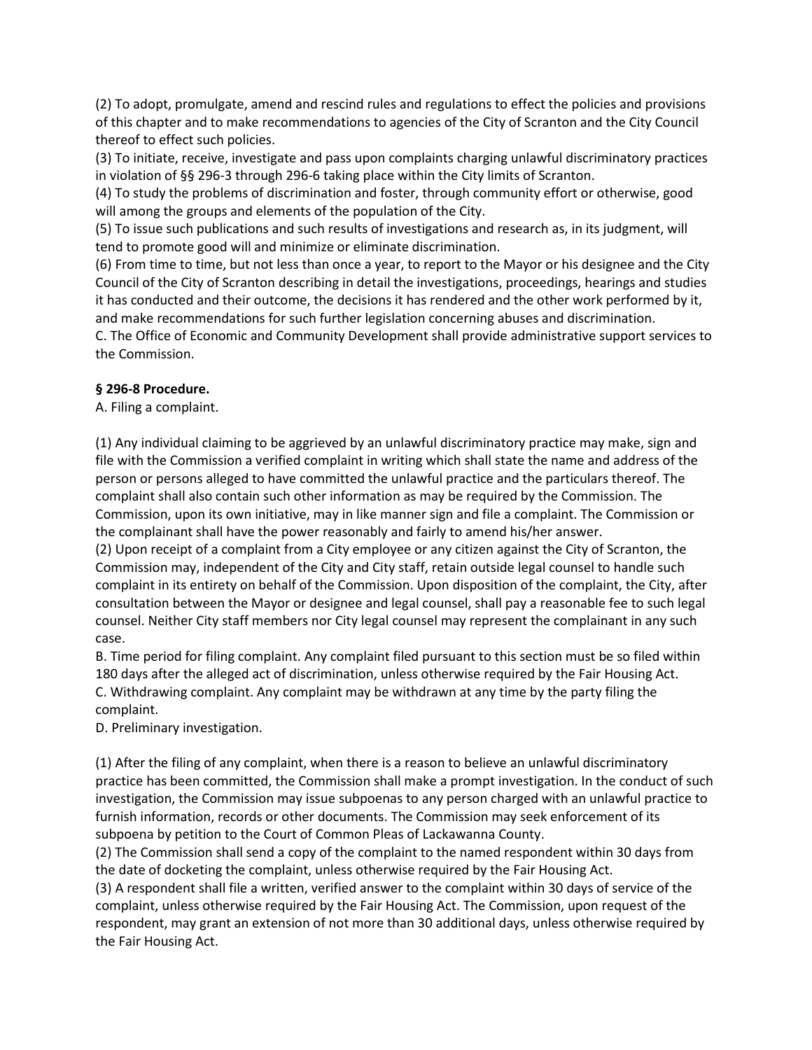(2) To adopt, promulgate, amend and rescind rules and regulations to effect the policies and provisions of this chapter and to make recommendations to agencies of the City of Scranton and the City Council thereof to effect such policies.

(3) To initiate, receive, investigate and pass upon complaints charging unlawful discriminatory practices in violation of §§ 296-3 through 296-6 taking place within the City limits of Scranton.

(4) To study the problems of discrimination and foster, through community effort or otherwise, good will among the groups and elements of the population of the City.

(5) To issue such publications and such results of investigations and research as, in its judgment, will tend to promote good will and minimize or eliminate discrimination.

(6) From time to time, but not less than once a year, to report to the Mayor or his designee and the City Council of the City of Scranton describing in detail the investigations, proceedings, hearings and studies it has conducted and their outcome, the decisions it has rendered and the other work performed by it, and make recommendations for such further legislation concerning abuses and discrimination.

C. The Office of Economic and Community Development shall provide administrative support services to the Commission.

**§ 296-8 Procedure.**

A. Filing a complaint.

(1) Any individual claiming to be aggrieved by an unlawful discriminatory practice may make, sign and file with the Commission a verified complaint in writing which shall state the name and address of the person or persons alleged to have committed the unlawful practice and the particulars thereof. The complaint shall also contain such other information as may be required by the Commission. The Commission, upon its own initiative, may in like manner sign and file a complaint. The Commission or the complainant shall have the power reasonably and fairly to amend his/her answer.

(2) Upon receipt of a complaint from a City employee or any citizen against the City of Scranton, the Commission may, independent of the City and City staff, retain outside legal counsel to handle such complaint in its entirety on behalf of the Commission. Upon disposition of the complaint, the City, after consultation between the Mayor or designee and legal counsel, shall pay a reasonable fee to such legal counsel. Neither City staff members nor City legal counsel may represent the complainant in any such case.

B. Time period for filing complaint. Any complaint filed pursuant to this section must be so filed within 180 days after the alleged act of discrimination, unless otherwise required by the Fair Housing Act.

C. Withdrawing complaint. Any complaint may be withdrawn at any time by the party filing the complaint.

D. Preliminary investigation.

(1) After the filing of any complaint, when there is a reason to believe an unlawful discriminatory practice has been committed, the Commission shall make a prompt investigation. In the conduct of such investigation, the Commission may issue subpoenas to any person charged with an unlawful practice to furnish information, records or other documents. The Commission may seek enforcement of its subpoena by petition to the Court of Common Pleas of Lackawanna County.

(2) The Commission shall send a copy of the complaint to the named respondent within 30 days from the date of docketing the complaint, unless otherwise required by the Fair Housing Act.

(3) A respondent shall file a written, verified answer to the complaint within 30 days of service of the complaint, unless otherwise required by the Fair Housing Act. The Commission, upon request of the respondent, may grant an extension of not more than 30 additional days, unless otherwise required by the Fair Housing Act.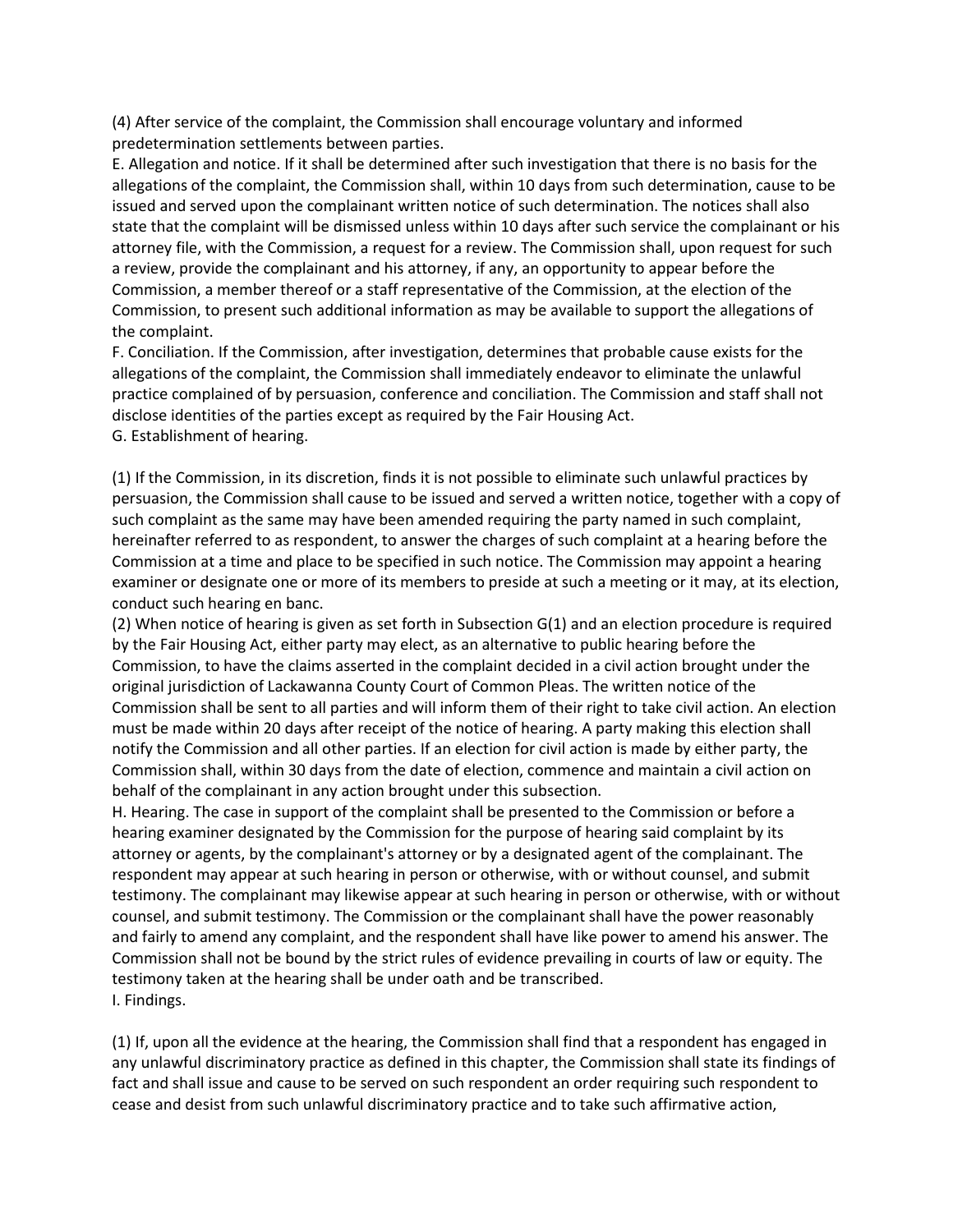(4) After service of the complaint, the Commission shall encourage voluntary and informed predetermination settlements between parties.

E. Allegation and notice. If it shall be determined after such investigation that there is no basis for the allegations of the complaint, the Commission shall, within 10 days from such determination, cause to be issued and served upon the complainant written notice of such determination. The notices shall also state that the complaint will be dismissed unless within 10 days after such service the complainant or his attorney file, with the Commission, a request for a review. The Commission shall, upon request for such a review, provide the complainant and his attorney, if any, an opportunity to appear before the Commission, a member thereof or a staff representative of the Commission, at the election of the Commission, to present such additional information as may be available to support the allegations of the complaint.

F. Conciliation. If the Commission, after investigation, determines that probable cause exists for the allegations of the complaint, the Commission shall immediately endeavor to eliminate the unlawful practice complained of by persuasion, conference and conciliation. The Commission and staff shall not disclose identities of the parties except as required by the Fair Housing Act.

G. Establishment of hearing.

(1) If the Commission, in its discretion, finds it is not possible to eliminate such unlawful practices by persuasion, the Commission shall cause to be issued and served a written notice, together with a copy of such complaint as the same may have been amended requiring the party named in such complaint, hereinafter referred to as respondent, to answer the charges of such complaint at a hearing before the Commission at a time and place to be specified in such notice. The Commission may appoint a hearing examiner or designate one or more of its members to preside at such a meeting or it may, at its election, conduct such hearing en banc.

(2) When notice of hearing is given as set forth in Subsection G(1) and an election procedure is required by the Fair Housing Act, either party may elect, as an alternative to public hearing before the Commission, to have the claims asserted in the complaint decided in a civil action brought under the original jurisdiction of Lackawanna County Court of Common Pleas. The written notice of the Commission shall be sent to all parties and will inform them of their right to take civil action. An election must be made within 20 days after receipt of the notice of hearing. A party making this election shall notify the Commission and all other parties. If an election for civil action is made by either party, the Commission shall, within 30 days from the date of election, commence and maintain a civil action on behalf of the complainant in any action brought under this subsection.

H. Hearing. The case in support of the complaint shall be presented to the Commission or before a hearing examiner designated by the Commission for the purpose of hearing said complaint by its attorney or agents, by the complainant's attorney or by a designated agent of the complainant. The respondent may appear at such hearing in person or otherwise, with or without counsel, and submit testimony. The complainant may likewise appear at such hearing in person or otherwise, with or without counsel, and submit testimony. The Commission or the complainant shall have the power reasonably and fairly to amend any complaint, and the respondent shall have like power to amend his answer. The Commission shall not be bound by the strict rules of evidence prevailing in courts of law or equity. The testimony taken at the hearing shall be under oath and be transcribed.

I. Findings.

(1) If, upon all the evidence at the hearing, the Commission shall find that a respondent has engaged in any unlawful discriminatory practice as defined in this chapter, the Commission shall state its findings of fact and shall issue and cause to be served on such respondent an order requiring such respondent to cease and desist from such unlawful discriminatory practice and to take such affirmative action,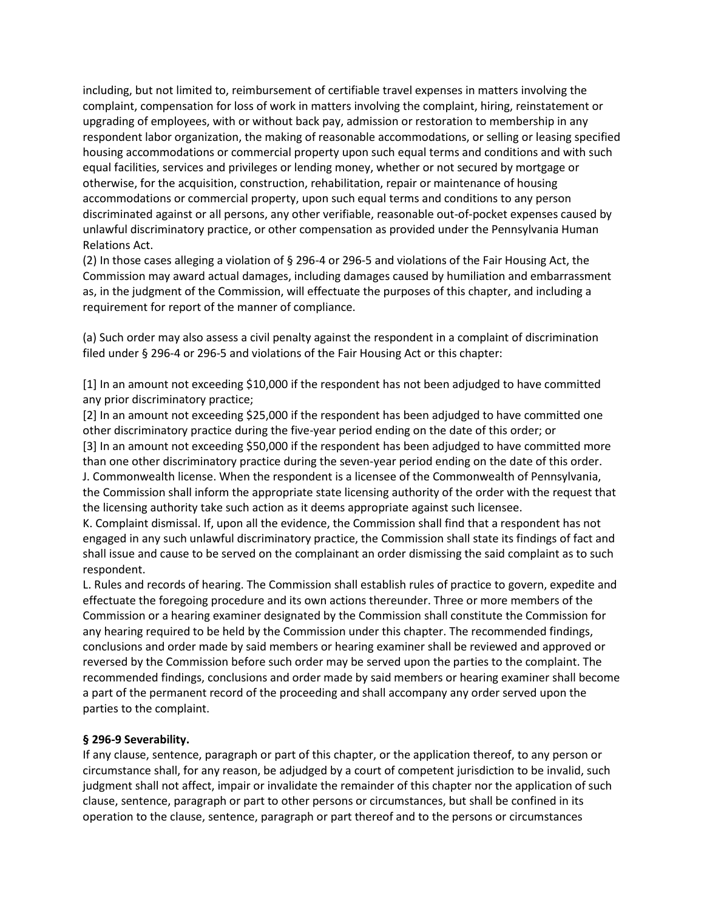including, but not limited to, reimbursement of certifiable travel expenses in matters involving the complaint, compensation for loss of work in matters involving the complaint, hiring, reinstatement or upgrading of employees, with or without back pay, admission or restoration to membership in any respondent labor organization, the making of reasonable accommodations, or selling or leasing specified housing accommodations or commercial property upon such equal terms and conditions and with such equal facilities, services and privileges or lending money, whether or not secured by mortgage or otherwise, for the acquisition, construction, rehabilitation, repair or maintenance of housing accommodations or commercial property, upon such equal terms and conditions to any person discriminated against or all persons, any other verifiable, reasonable out-of-pocket expenses caused by unlawful discriminatory practice, or other compensation as provided under the Pennsylvania Human Relations Act.

(2) In those cases alleging a violation of § 296-4 or 296-5 and violations of the Fair Housing Act, the Commission may award actual damages, including damages caused by humiliation and embarrassment as, in the judgment of the Commission, will effectuate the purposes of this chapter, and including a requirement for report of the manner of compliance.

(a) Such order may also assess a civil penalty against the respondent in a complaint of discrimination filed under § 296-4 or 296-5 and violations of the Fair Housing Act or this chapter:

[1] In an amount not exceeding $10,000 if the respondent has not been adjudged to have committed any prior discriminatory practice;

[2] In an amount not exceeding $25,000 if the respondent has been adjudged to have committed one other discriminatory practice during the five-year period ending on the date of this order; or

[3] In an amount not exceeding $50,000 if the respondent has been adjudged to have committed more than one other discriminatory practice during the seven-year period ending on the date of this order.

J. Commonwealth license. When the respondent is a licensee of the Commonwealth of Pennsylvania, the Commission shall inform the appropriate state licensing authority of the order with the request that the licensing authority take such action as it deems appropriate against such licensee.

K. Complaint dismissal. If, upon all the evidence, the Commission shall find that a respondent has not engaged in any such unlawful discriminatory practice, the Commission shall state its findings of fact and shall issue and cause to be served on the complainant an order dismissing the said complaint as to such respondent.

L. Rules and records of hearing. The Commission shall establish rules of practice to govern, expedite and effectuate the foregoing procedure and its own actions thereunder. Three or more members of the Commission or a hearing examiner designated by the Commission shall constitute the Commission for any hearing required to be held by the Commission under this chapter. The recommended findings, conclusions and order made by said members or hearing examiner shall be reviewed and approved or reversed by the Commission before such order may be served upon the parties to the complaint. The recommended findings, conclusions and order made by said members or hearing examiner shall become a part of the permanent record of the proceeding and shall accompany any order served upon the parties to the complaint.

**§ 296-9 Severability.**

If any clause, sentence, paragraph or part of this chapter, or the application thereof, to any person or circumstance shall, for any reason, be adjudged by a court of competent jurisdiction to be invalid, such judgment shall not affect, impair or invalidate the remainder of this chapter nor the application of such clause, sentence, paragraph or part to other persons or circumstances, but shall be confined in its operation to the clause, sentence, paragraph or part thereof and to the persons or circumstances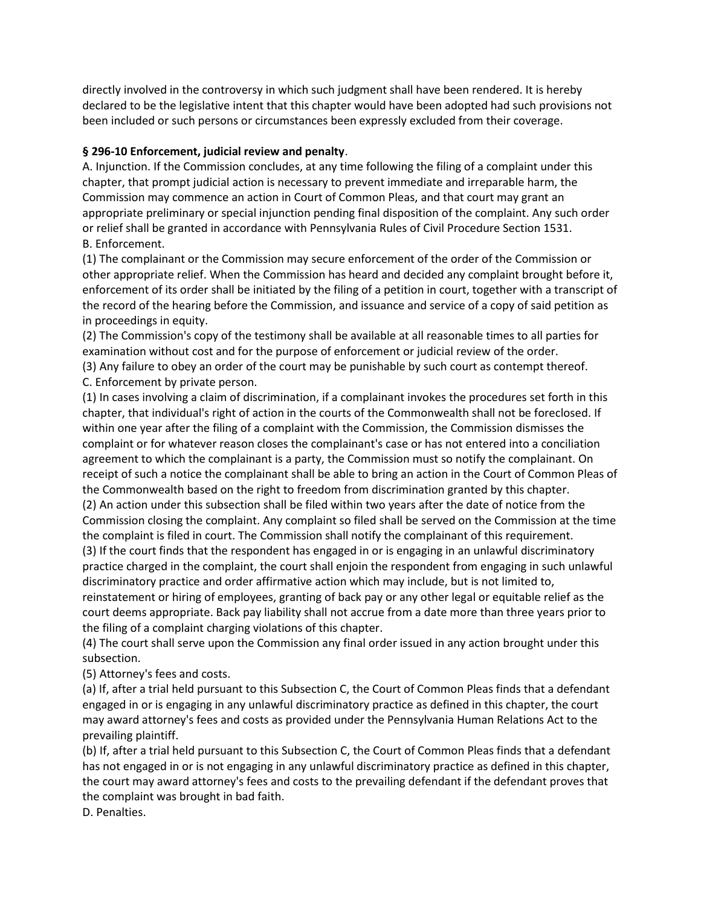directly involved in the controversy in which such judgment shall have been rendered. It is hereby declared to be the legislative intent that this chapter would have been adopted had such provisions not been included or such persons or circumstances been expressly excluded from their coverage.

**§ 296-10 Enforcement, judicial review and penalty**.

A. Injunction. If the Commission concludes, at any time following the filing of a complaint under this chapter, that prompt judicial action is necessary to prevent immediate and irreparable harm, the Commission may commence an action in Court of Common Pleas, and that court may grant an appropriate preliminary or special injunction pending final disposition of the complaint. Any such order or relief shall be granted in accordance with Pennsylvania Rules of Civil Procedure Section 1531.

B. Enforcement.

(1) The complainant or the Commission may secure enforcement of the order of the Commission or other appropriate relief. When the Commission has heard and decided any complaint brought before it, enforcement of its order shall be initiated by the filing of a petition in court, together with a transcript of the record of the hearing before the Commission, and issuance and service of a copy of said petition as in proceedings in equity.

(2) The Commission's copy of the testimony shall be available at all reasonable times to all parties for examination without cost and for the purpose of enforcement or judicial review of the order.

(3) Any failure to obey an order of the court may be punishable by such court as contempt thereof.

C. Enforcement by private person.

(1) In cases involving a claim of discrimination, if a complainant invokes the procedures set forth in this chapter, that individual's right of action in the courts of the Commonwealth shall not be foreclosed. If within one year after the filing of a complaint with the Commission, the Commission dismisses the complaint or for whatever reason closes the complainant's case or has not entered into a conciliation agreement to which the complainant is a party, the Commission must so notify the complainant. On receipt of such a notice the complainant shall be able to bring an action in the Court of Common Pleas of the Commonwealth based on the right to freedom from discrimination granted by this chapter.

(2) An action under this subsection shall be filed within two years after the date of notice from the Commission closing the complaint. Any complaint so filed shall be served on the Commission at the time the complaint is filed in court. The Commission shall notify the complainant of this requirement.

(3) If the court finds that the respondent has engaged in or is engaging in an unlawful discriminatory practice charged in the complaint, the court shall enjoin the respondent from engaging in such unlawful discriminatory practice and order affirmative action which may include, but is not limited to, reinstatement or hiring of employees, granting of back pay or any other legal or equitable relief as the court deems appropriate. Back pay liability shall not accrue from a date more than three years prior to the filing of a complaint charging violations of this chapter.

(4) The court shall serve upon the Commission any final order issued in any action brought under this subsection.

(5) Attorney's fees and costs.

(a) If, after a trial held pursuant to this Subsection C, the Court of Common Pleas finds that a defendant engaged in or is engaging in any unlawful discriminatory practice as defined in this chapter, the court may award attorney's fees and costs as provided under the Pennsylvania Human Relations Act to the prevailing plaintiff.

(b) If, after a trial held pursuant to this Subsection C, the Court of Common Pleas finds that a defendant has not engaged in or is not engaging in any unlawful discriminatory practice as defined in this chapter, the court may award attorney's fees and costs to the prevailing defendant if the defendant proves that the complaint was brought in bad faith.

D. Penalties.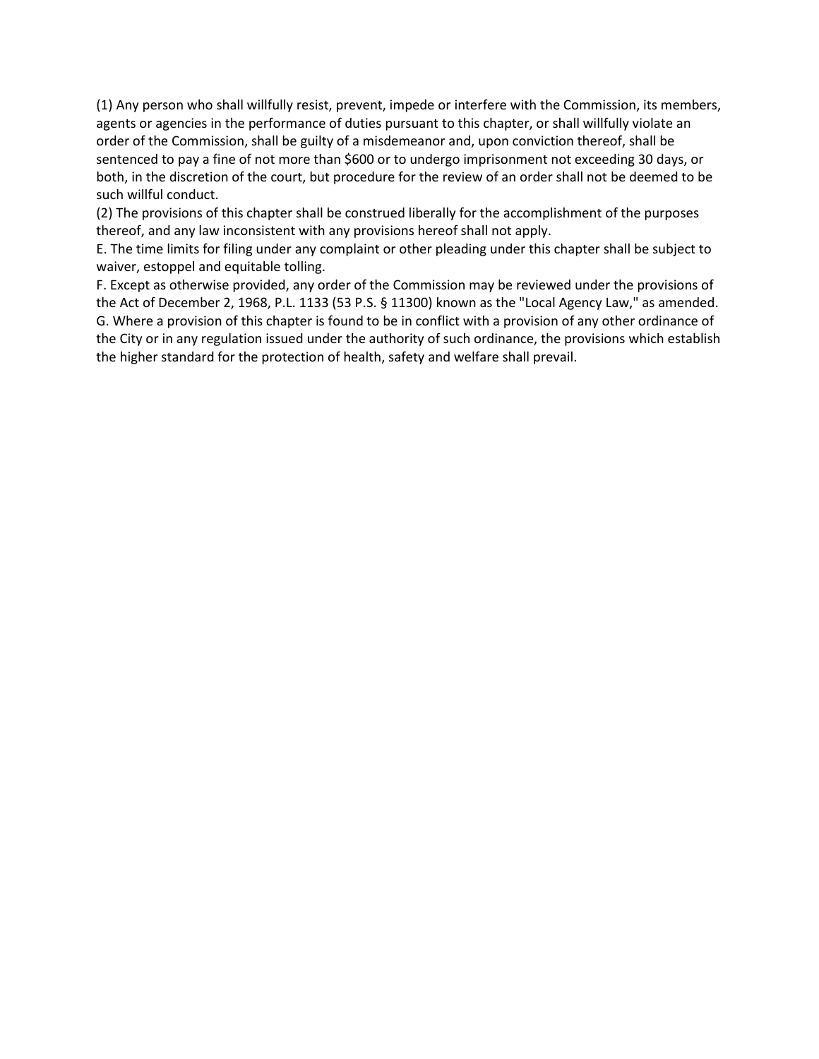(1) Any person who shall willfully resist, prevent, impede or interfere with the Commission, its members, agents or agencies in the performance of duties pursuant to this chapter, or shall willfully violate an order of the Commission, shall be guilty of a misdemeanor and, upon conviction thereof, shall be sentenced to pay a fine of not more than $600 or to undergo imprisonment not exceeding 30 days, or both, in the discretion of the court, but procedure for the review of an order shall not be deemed to be such willful conduct.

(2) The provisions of this chapter shall be construed liberally for the accomplishment of the purposes thereof, and any law inconsistent with any provisions hereof shall not apply.

E. The time limits for filing under any complaint or other pleading under this chapter shall be subject to waiver, estoppel and equitable tolling.

F. Except as otherwise provided, any order of the Commission may be reviewed under the provisions of the Act of December 2, 1968, P.L. 1133 (53 P.S. § 11300) known as the "Local Agency Law," as amended.

G. Where a provision of this chapter is found to be in conflict with a provision of any other ordinance of the City or in any regulation issued under the authority of such ordinance, the provisions which establish the higher standard for the protection of health, safety and welfare shall prevail.